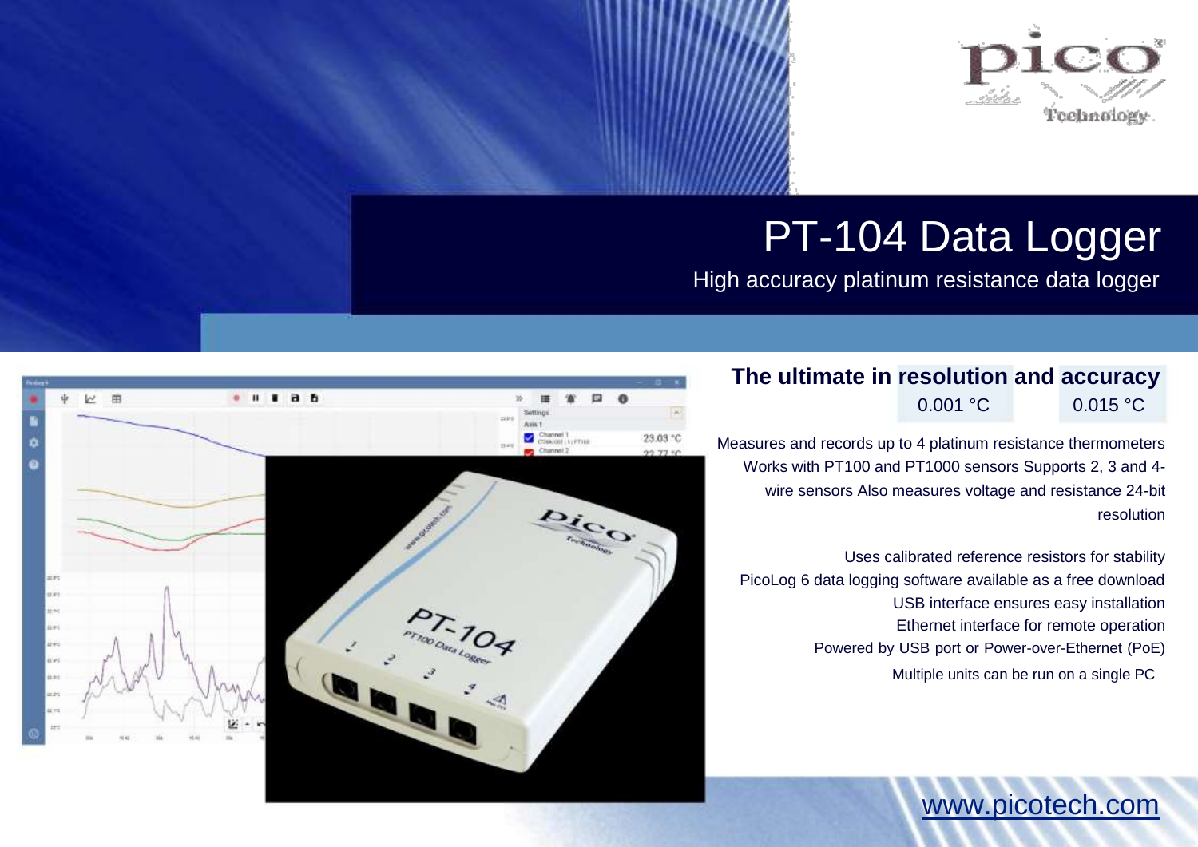# PT-104 Data Logger

High accuracy platinum resistance data logger

## The ultimate in resolution and accuracy

| resolution | accuracy |
|---|---|
| 0.001 °C | 0.015 °C |

Measures and records up to 4 platinum resistance thermometers
Works with PT100 and PT1000 sensors Supports 2, 3 and 4-wire sensors Also measures voltage and resistance 24-bit resolution

Uses calibrated reference resistors for stability
PicoLog 6 data logging software available as a free download
USB interface ensures easy installation
Ethernet interface for remote operation
Powered by USB port or Power-over-Ethernet (PoE)
Multiple units can be run on a single PC

www.picotech.com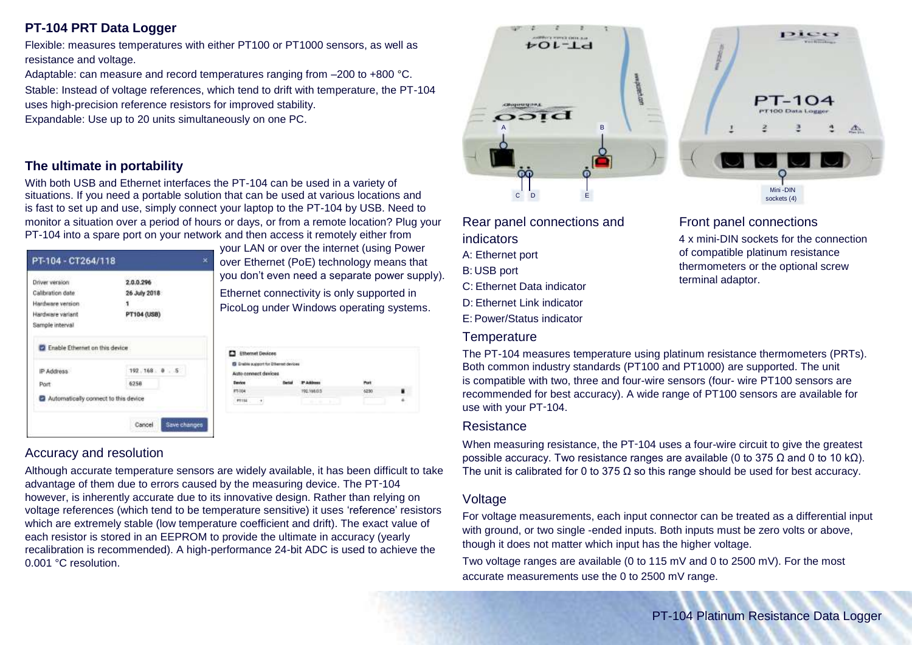## PT-104 PRT Data Logger

Flexible: measures temperatures with either PT100 or PT1000 sensors, as well as resistance and voltage.

Adaptable: can measure and record temperatures ranging from –200 to +800 °C.

Stable: Instead of voltage references, which tend to drift with temperature, the PT-104 uses high-precision reference resistors for improved stability.

Expandable: Use up to 20 units simultaneously on one PC.

## The ultimate in portability

With both USB and Ethernet interfaces the PT-104 can be used in a variety of situations. If you need a portable solution that can be used at various locations and is fast to set up and use, simply connect your laptop to the PT-104 by USB. Need to monitor a situation over a period of hours or days, or from a remote location? Plug your PT-104 into a spare port on your network and then access it remotely either from your LAN or over the internet (using Power over Ethernet (PoE) technology means that you don't even need a separate power supply).

Ethernet connectivity is only supported in PicoLog under Windows operating systems.

### Accuracy and resolution

Although accurate temperature sensors are widely available, it has been difficult to take advantage of them due to errors caused by the measuring device. The PT-104 however, is inherently accurate due to its innovative design. Rather than relying on voltage references (which tend to be temperature sensitive) it uses 'reference' resistors which are extremely stable (low temperature coefficient and drift). The exact value of each resistor is stored in an EEPROM to provide the ultimate in accuracy (yearly recalibration is recommended). A high-performance 24-bit ADC is used to achieve the 0.001 °C resolution.

### Rear panel connections and indicators

A: Ethernet port
B: USB port
C: Ethernet Data indicator
D: Ethernet Link indicator
E: Power/Status indicator

### Front panel connections

4 x mini-DIN sockets for the connection of compatible platinum resistance thermometers or the optional screw terminal adaptor.

### Temperature

The PT-104 measures temperature using platinum resistance thermometers (PRTs). Both common industry standards (PT100 and PT1000) are supported. The unit is compatible with two, three and four-wire sensors (four- wire PT100 sensors are recommended for best accuracy). A wide range of PT100 sensors are available for use with your PT-104.

### Resistance

When measuring resistance, the PT-104 uses a four-wire circuit to give the greatest possible accuracy. Two resistance ranges are available (0 to 375 Ω and 0 to 10 kΩ). The unit is calibrated for 0 to 375 Ω so this range should be used for best accuracy.

### Voltage

For voltage measurements, each input connector can be treated as a differential input with ground, or two single -ended inputs. Both inputs must be zero volts or above, though it does not matter which input has the higher voltage.

Two voltage ranges are available (0 to 115 mV and 0 to 2500 mV). For the most accurate measurements use the 0 to 2500 mV range.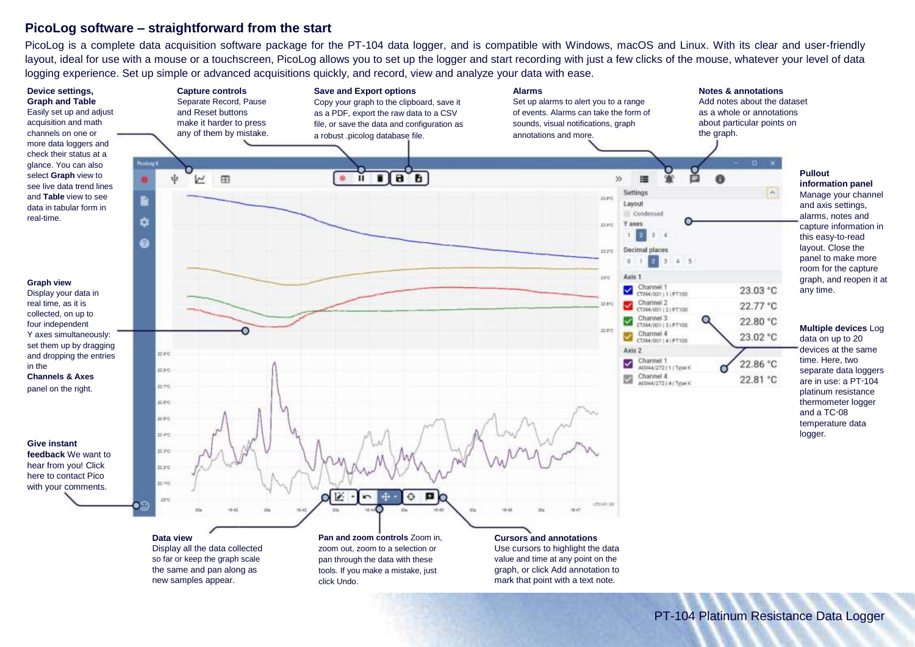## PicoLog software – straightforward from the start

PicoLog is a complete data acquisition software package for the PT-104 data logger, and is compatible with Windows, macOS and Linux. With its clear and user-friendly layout, ideal for use with a mouse or a touchscreen, PicoLog allows you to set up the logger and start recording with just a few clicks of the mouse, whatever your level of data logging experience. Set up simple or advanced acquisitions quickly, and record, view and analyze your data with ease.

**Device settings, Graph and Table**
Easily set up and adjust acquisition and math channels on one or more data loggers and check their status at a glance. You can also select **Graph** view to see live data trend lines and **Table** view to see data in tabular form in real-time.

**Capture controls**
Separate Record, Pause and Reset buttons make it harder to press any of them by mistake.

**Save and Export options**
Copy your graph to the clipboard, save it as a PDF, export the raw data to a CSV file, or save the data and configuration as a robust .picolog database file.

**Alarms**
Set up alarms to alert you to a range of events. Alarms can take the form of sounds, visual notifications, graph annotations and more.

**Notes & annotations**
Add notes about the dataset as a whole or annotations about particular points on the graph.

**Pullout information panel**
Manage your channel and axis settings, alarms, notes and capture information in this easy-to-read layout. Close the panel to make more room for the capture graph, and reopen it at any time.

**Graph view**
Display your data in real time, as it is collected, on up to four independent Y axes simultaneously: set them up by dragging and dropping the entries in the **Channels & Axes** panel on the right.

**Multiple devices** Log data on up to 20 devices at the same time. Here, two separate data loggers are in use: a PT-104 platinum resistance thermometer logger and a TC-08 temperature data logger.

**Give instant feedback** We want to hear from you! Click here to contact Pico with your comments.

**Data view**
Display all the data collected so far or keep the graph scale the same and pan along as new samples appear.

**Pan and zoom controls** Zoom in, zoom out, zoom to a selection or pan through the data with these tools. If you make a mistake, just click Undo.

**Cursors and annotations**
Use cursors to highlight the data value and time at any point on the graph, or click Add annotation to mark that point with a text note.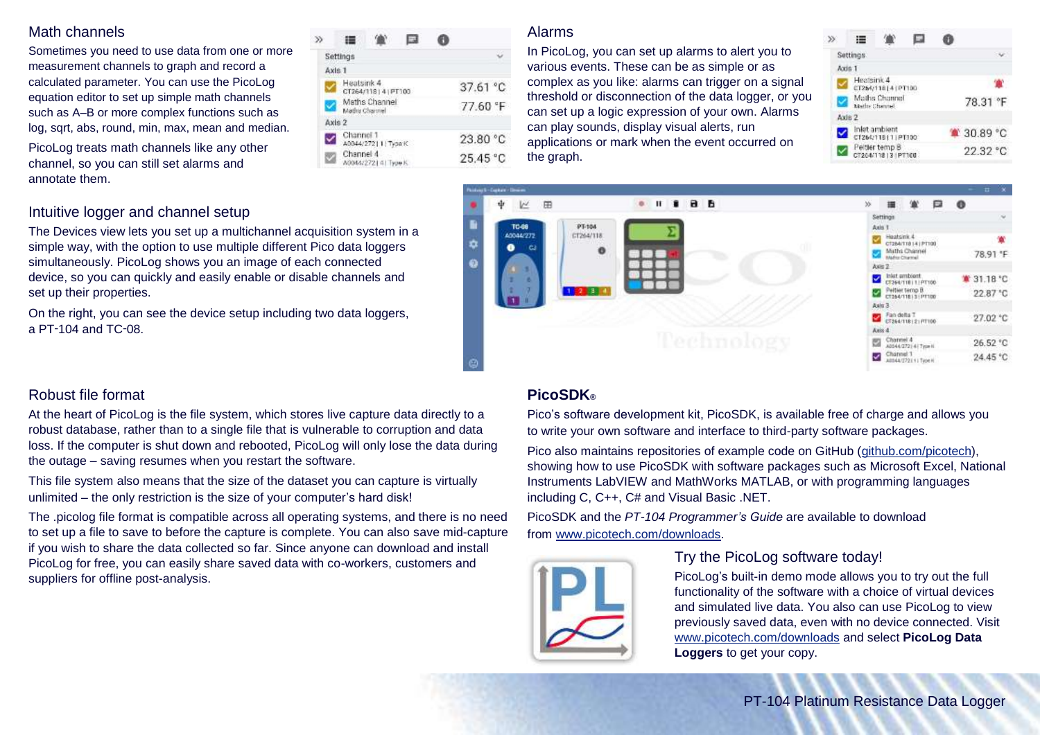## Math channels

Sometimes you need to use data from one or more measurement channels to graph and record a calculated parameter. You can use the PicoLog equation editor to set up simple math channels such as A–B or more complex functions such as log, sqrt, abs, round, min, max, mean and median.

PicoLog treats math channels like any other channel, so you can still set alarms and annotate them.

## Alarms

In PicoLog, you can set up alarms to alert you to various events. These can be as simple or as complex as you like: alarms can trigger on a signal threshold or disconnection of the data logger, or you can set up a logic expression of your own. Alarms can play sounds, display visual alerts, run applications or mark when the event occurred on the graph.

## Intuitive logger and channel setup

The Devices view lets you set up a multichannel acquisition system in a simple way, with the option to use multiple different Pico data loggers simultaneously. PicoLog shows you an image of each connected device, so you can quickly and easily enable or disable channels and set up their properties.

On the right, you can see the device setup including two data loggers, a PT-104 and TC-08.

## Robust file format

At the heart of PicoLog is the file system, which stores live capture data directly to a robust database, rather than to a single file that is vulnerable to corruption and data loss. If the computer is shut down and rebooted, PicoLog will only lose the data during the outage – saving resumes when you restart the software.

This file system also means that the size of the dataset you can capture is virtually unlimited – the only restriction is the size of your computer's hard disk!

The .picolog file format is compatible across all operating systems, and there is no need to set up a file to save to before the capture is complete. You can also save mid-capture if you wish to share the data collected so far. Since anyone can download and install PicoLog for free, you can easily share saved data with co-workers, customers and suppliers for offline post-analysis.

## **PicoSDK®**

Pico's software development kit, PicoSDK, is available free of charge and allows you to write your own software and interface to third-party software packages.

Pico also maintains repositories of example code on GitHub (github.com/picotech), showing how to use PicoSDK with software packages such as Microsoft Excel, National Instruments LabVIEW and MathWorks MATLAB, or with programming languages including C, C++, C# and Visual Basic .NET.

PicoSDK and the *PT-104 Programmer's Guide* are available to download from www.picotech.com/downloads.

## Try the PicoLog software today!

PicoLog's built-in demo mode allows you to try out the full functionality of the software with a choice of virtual devices and simulated live data. You also can use PicoLog to view previously saved data, even with no device connected. Visit www.picotech.com/downloads and select **PicoLog Data Loggers** to get your copy.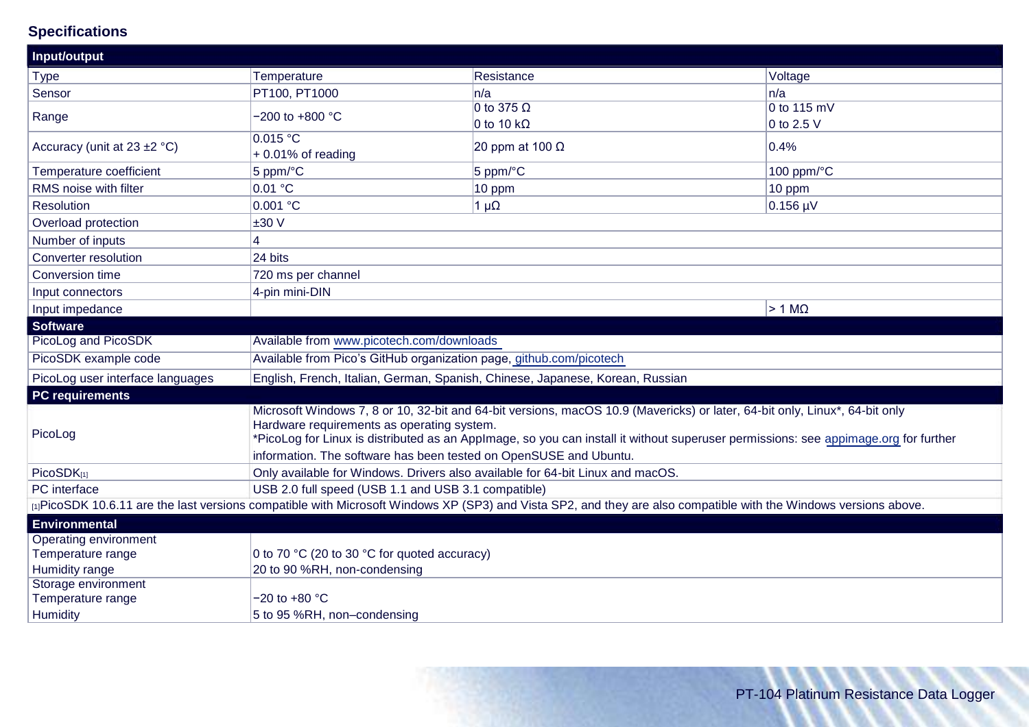## Specifications

| Input/output | | | |
|---|---|---|---|
| Type | Temperature | Resistance | Voltage |
| Sensor | PT100, PT1000 | n/a | n/a |
| Range | −200 to +800 °C | 0 to 375 Ω<br>0 to 10 kΩ | 0 to 115 mV<br>0 to 2.5 V |
| Accuracy (unit at 23 ±2 °C) | 0.015 °C<br>+ 0.01% of reading | 20 ppm at 100 Ω | 0.4% |
| Temperature coefficient | 5 ppm/°C | 5 ppm/°C | 100 ppm/°C |
| RMS noise with filter | 0.01 °C | 10 ppm | 10 ppm |
| Resolution | 0.001 °C | 1 µΩ | 0.156 µV |
| Overload protection | ±30 V | | |
| Number of inputs | 4 | | |
| Converter resolution | 24 bits | | |
| Conversion time | 720 ms per channel | | |
| Input connectors | 4-pin mini-DIN | | |
| Input impedance | | | > 1 MΩ |
| **Software** | | | |
| PicoLog and PicoSDK | Available from www.picotech.com/downloads | | |
| PicoSDK example code | Available from Pico's GitHub organization page, github.com/picotech | | |
| PicoLog user interface languages | English, French, Italian, German, Spanish, Chinese, Japanese, Korean, Russian | | |
| **PC requirements** | | | |
| PicoLog | Microsoft Windows 7, 8 or 10, 32-bit and 64-bit versions, macOS 10.9 (Mavericks) or later, 64-bit only, Linux*, 64-bit only<br>Hardware requirements as operating system.<br>*PicoLog for Linux is distributed as an AppImage, so you can install it without superuser permissions: see appimage.org for further information. The software has been tested on OpenSUSE and Ubuntu. | | |
| PicoSDK[1] | Only available for Windows. Drivers also available for 64-bit Linux and macOS. | | |
| PC interface | USB 2.0 full speed (USB 1.1 and USB 3.1 compatible) | | |
| [1]PicoSDK 10.6.11 are the last versions compatible with Microsoft Windows XP (SP3) and Vista SP2, and they are also compatible with the Windows versions above. | | | |
| **Environmental** | | | |
| Operating environment<br>Temperature range<br>Humidity range | 0 to 70 °C (20 to 30 °C for quoted accuracy)<br>20 to 90 %RH, non-condensing | | |
| Storage environment<br>Temperature range<br>Humidity | −20 to +80 °C<br>5 to 95 %RH, non–condensing | | |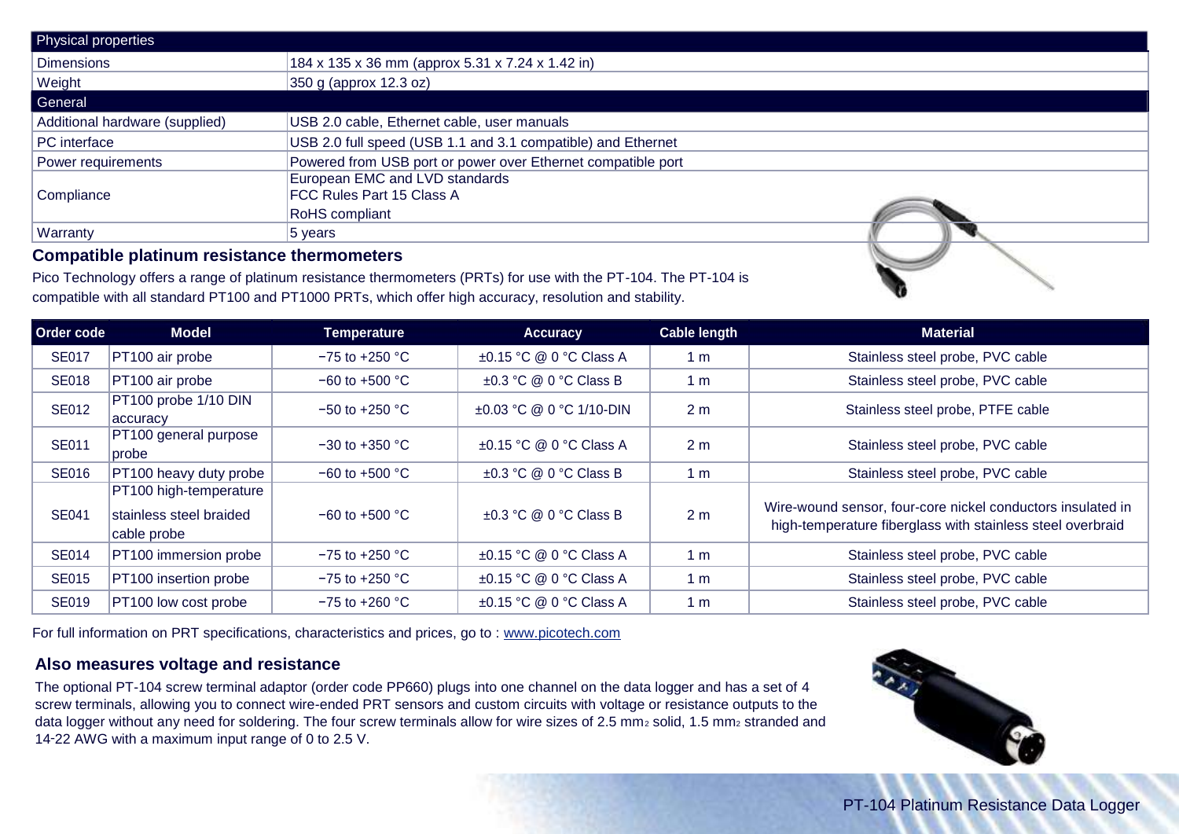| Physical properties | |
|---|---|
| Dimensions | 184 x 135 x 36 mm (approx 5.31 x 7.24 x 1.42 in) |
| Weight | 350 g (approx 12.3 oz) |
| **General** | |
| Additional hardware (supplied) | USB 2.0 cable, Ethernet cable, user manuals |
| PC interface | USB 2.0 full speed (USB 1.1 and 3.1 compatible) and Ethernet |
| Power requirements | Powered from USB port or power over Ethernet compatible port |
| Compliance | European EMC and LVD standards<br>FCC Rules Part 15 Class A<br>RoHS compliant |
| Warranty | 5 years |

## Compatible platinum resistance thermometers

Pico Technology offers a range of platinum resistance thermometers (PRTs) for use with the PT-104. The PT-104 is compatible with all standard PT100 and PT1000 PRTs, which offer high accuracy, resolution and stability.

| Order code | Model | Temperature | Accuracy | Cable length | Material |
|---|---|---|---|---|---|
| SE017 | PT100 air probe | −75 to +250 °C | ±0.15 °C @ 0 °C Class A | 1 m | Stainless steel probe, PVC cable |
| SE018 | PT100 air probe | −60 to +500 °C | ±0.3 °C @ 0 °C Class B | 1 m | Stainless steel probe, PVC cable |
| SE012 | PT100 probe 1/10 DIN accuracy | −50 to +250 °C | ±0.03 °C @ 0 °C 1/10-DIN | 2 m | Stainless steel probe, PTFE cable |
| SE011 | PT100 general purpose probe | −30 to +350 °C | ±0.15 °C @ 0 °C Class A | 2 m | Stainless steel probe, PVC cable |
| SE016 | PT100 heavy duty probe | −60 to +500 °C | ±0.3 °C @ 0 °C Class B | 1 m | Stainless steel probe, PVC cable |
| SE041 | PT100 high-temperature stainless steel braided cable probe | −60 to +500 °C | ±0.3 °C @ 0 °C Class B | 2 m | Wire-wound sensor, four-core nickel conductors insulated in high-temperature fiberglass with stainless steel overbraid |
| SE014 | PT100 immersion probe | −75 to +250 °C | ±0.15 °C @ 0 °C Class A | 1 m | Stainless steel probe, PVC cable |
| SE015 | PT100 insertion probe | −75 to +250 °C | ±0.15 °C @ 0 °C Class A | 1 m | Stainless steel probe, PVC cable |
| SE019 | PT100 low cost probe | −75 to +260 °C | ±0.15 °C @ 0 °C Class A | 1 m | Stainless steel probe, PVC cable |

For full information on PRT specifications, characteristics and prices, go to : www.picotech.com

## Also measures voltage and resistance

The optional PT-104 screw terminal adaptor (order code PP660) plugs into one channel on the data logger and has a set of 4 screw terminals, allowing you to connect wire-ended PRT sensors and custom circuits with voltage or resistance outputs to the data logger without any need for soldering. The four screw terminals allow for wire sizes of 2.5 $mm^2$ solid, 1.5 $mm^2$ stranded and 14-22 AWG with a maximum input range of 0 to 2.5 V.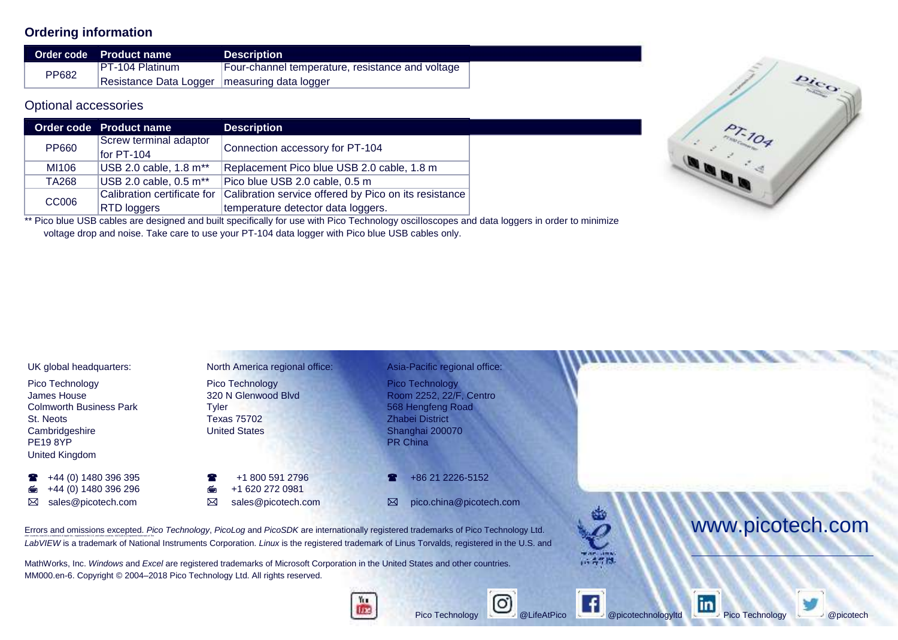## Ordering information

| Order code | Product name | Description |
|---|---|---|
| PP682 | PT-104 Platinum Resistance Data Logger | Four-channel temperature, resistance and voltage measuring data logger |

### Optional accessories

| Order code | Product name | Description |
|---|---|---|
| PP660 | Screw terminal adaptor for PT-104 | Connection accessory for PT-104 |
| MI106 | USB 2.0 cable, 1.8 m** | Replacement Pico blue USB 2.0 cable, 1.8 m |
| TA268 | USB 2.0 cable, 0.5 m** | Pico blue USB 2.0 cable, 0.5 m |
| CC006 | Calibration certificate for RTD loggers | Calibration service offered by Pico on its resistance temperature detector data loggers. |

** Pico blue USB cables are designed and built specifically for use with Pico Technology oscilloscopes and data loggers in order to minimize voltage drop and noise. Take care to use your PT-104 data logger with Pico blue USB cables only.

UK global headquarters:

Pico Technology
James House
Colmworth Business Park
St. Neots
Cambridgeshire
PE19 8YP
United Kingdom

☎ +44 (0) 1480 396 395
+44 (0) 1480 396 296
✉ sales@picotech.com

North America regional office:

Pico Technology
320 N Glenwood Blvd
Tyler
Texas 75702
United States

☎ +1 800 591 2796
+1 620 272 0981
✉ sales@picotech.com

Asia-Pacific regional office:

Pico Technology
Room 2252, 22/F, Centro
568 Hengfeng Road
Zhabei District
Shanghai 200070
PR China

☎ +86 21 2226-5152
✉ pico.china@picotech.com

Errors and omissions excepted. *Pico Technology*, *PicoLog* and *PicoSDK* are internationally registered trademarks of Pico Technology Ltd. *LabVIEW* is a trademark of National Instruments Corporation. *Linux* is the registered trademark of Linus Torvalds, registered in the U.S. and

MathWorks, Inc. *Windows* and *Excel* are registered trademarks of Microsoft Corporation in the United States and other countries.
MM000.en-6. Copyright © 2004–2018 Pico Technology Ltd. All rights reserved.

www.picotech.com

Pico Technology @LifeAtPico @picotechnologyltd Pico Technology @picotech